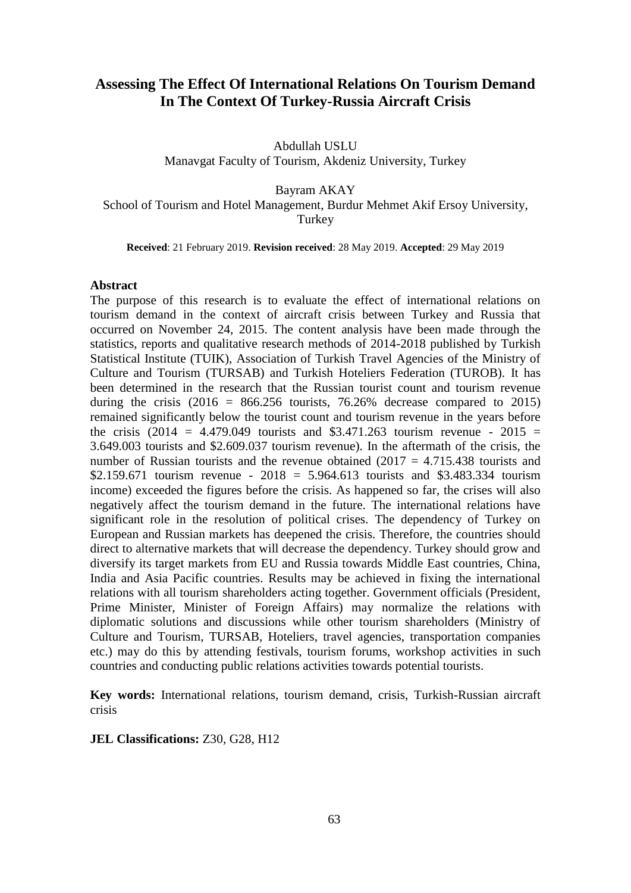# Assessing The Effect Of International Relations On Tourism Demand In The Context Of Turkey-Russia Aircraft Crisis

Abdullah USLU
Manavgat Faculty of Tourism, Akdeniz University, Turkey

Bayram AKAY
School of Tourism and Hotel Management, Burdur Mehmet Akif Ersoy University, Turkey

**Received**: 21 February 2019. **Revision received**: 28 May 2019. **Accepted**: 29 May 2019

## Abstract

The purpose of this research is to evaluate the effect of international relations on tourism demand in the context of aircraft crisis between Turkey and Russia that occurred on November 24, 2015. The content analysis have been made through the statistics, reports and qualitative research methods of 2014-2018 published by Turkish Statistical Institute (TUIK), Association of Turkish Travel Agencies of the Ministry of Culture and Tourism (TURSAB) and Turkish Hoteliers Federation (TUROB). It has been determined in the research that the Russian tourist count and tourism revenue during the crisis (2016 = 866.256 tourists, 76.26% decrease compared to 2015) remained significantly below the tourist count and tourism revenue in the years before the crisis (2014 = 4.479.049 tourists and $3.471.263 tourism revenue - 2015 = 3.649.003 tourists and $2.609.037 tourism revenue). In the aftermath of the crisis, the number of Russian tourists and the revenue obtained (2017 = 4.715.438 tourists and $2.159.671 tourism revenue - 2018 = 5.964.613 tourists and $3.483.334 tourism income) exceeded the figures before the crisis. As happened so far, the crises will also negatively affect the tourism demand in the future. The international relations have significant role in the resolution of political crises. The dependency of Turkey on European and Russian markets has deepened the crisis. Therefore, the countries should direct to alternative markets that will decrease the dependency. Turkey should grow and diversify its target markets from EU and Russia towards Middle East countries, China, India and Asia Pacific countries. Results may be achieved in fixing the international relations with all tourism shareholders acting together. Government officials (President, Prime Minister, Minister of Foreign Affairs) may normalize the relations with diplomatic solutions and discussions while other tourism shareholders (Ministry of Culture and Tourism, TURSAB, Hoteliers, travel agencies, transportation companies etc.) may do this by attending festivals, tourism forums, workshop activities in such countries and conducting public relations activities towards potential tourists.

**Key words:** International relations, tourism demand, crisis, Turkish-Russian aircraft crisis

**JEL Classifications:** Z30, G28, H12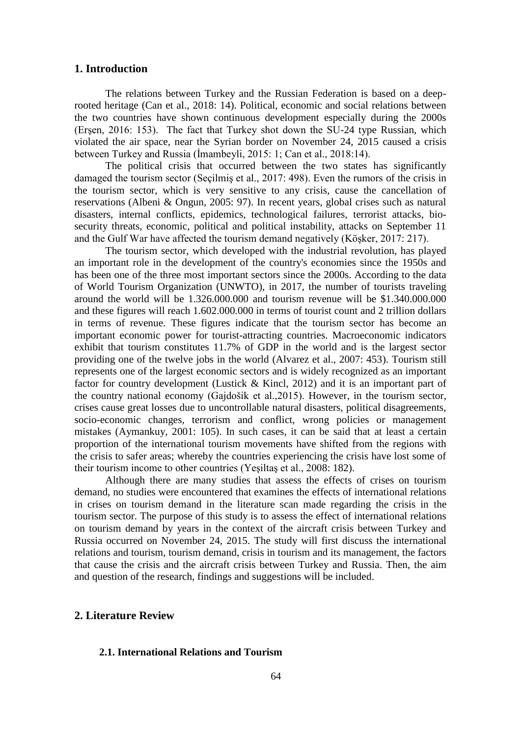## 1. Introduction

The relations between Turkey and the Russian Federation is based on a deep-rooted heritage (Can et al., 2018: 14). Political, economic and social relations between the two countries have shown continuous development especially during the 2000s (Erşen, 2016: 153). The fact that Turkey shot down the SU-24 type Russian, which violated the air space, near the Syrian border on November 24, 2015 caused a crisis between Turkey and Russia (İmambeyli, 2015: 1; Can et al., 2018:14).

The political crisis that occurred between the two states has significantly damaged the tourism sector (Seçilmiş et al., 2017: 498). Even the rumors of the crisis in the tourism sector, which is very sensitive to any crisis, cause the cancellation of reservations (Albeni & Ongun, 2005: 97). In recent years, global crises such as natural disasters, internal conflicts, epidemics, technological failures, terrorist attacks, bio-security threats, economic, political and political instability, attacks on September 11 and the Gulf War have affected the tourism demand negatively (Köşker, 2017: 217).

The tourism sector, which developed with the industrial revolution, has played an important role in the development of the country's economies since the 1950s and has been one of the three most important sectors since the 2000s. According to the data of World Tourism Organization (UNWTO), in 2017, the number of tourists traveling around the world will be 1.326.000.000 and tourism revenue will be $1.340.000.000 and these figures will reach 1.602.000.000 in terms of tourist count and 2 trillion dollars in terms of revenue. These figures indicate that the tourism sector has become an important economic power for tourist-attracting countries. Macroeconomic indicators exhibit that tourism constitutes 11.7% of GDP in the world and is the largest sector providing one of the twelve jobs in the world (Alvarez et al., 2007: 453). Tourism still represents one of the largest economic sectors and is widely recognized as an important factor for country development (Lustick & Kincl, 2012) and it is an important part of the country national economy (Gajdošik et al.,2015). However, in the tourism sector, crises cause great losses due to uncontrollable natural disasters, political disagreements, socio-economic changes, terrorism and conflict, wrong policies or management mistakes (Aymankuy, 2001: 105). In such cases, it can be said that at least a certain proportion of the international tourism movements have shifted from the regions with the crisis to safer areas; whereby the countries experiencing the crisis have lost some of their tourism income to other countries (Yeşiltaş et al., 2008: 182).

Although there are many studies that assess the effects of crises on tourism demand, no studies were encountered that examines the effects of international relations in crises on tourism demand in the literature scan made regarding the crisis in the tourism sector. The purpose of this study is to assess the effect of international relations on tourism demand by years in the context of the aircraft crisis between Turkey and Russia occurred on November 24, 2015. The study will first discuss the international relations and tourism, tourism demand, crisis in tourism and its management, the factors that cause the crisis and the aircraft crisis between Turkey and Russia. Then, the aim and question of the research, findings and suggestions will be included.

## 2. Literature Review

### 2.1. International Relations and Tourism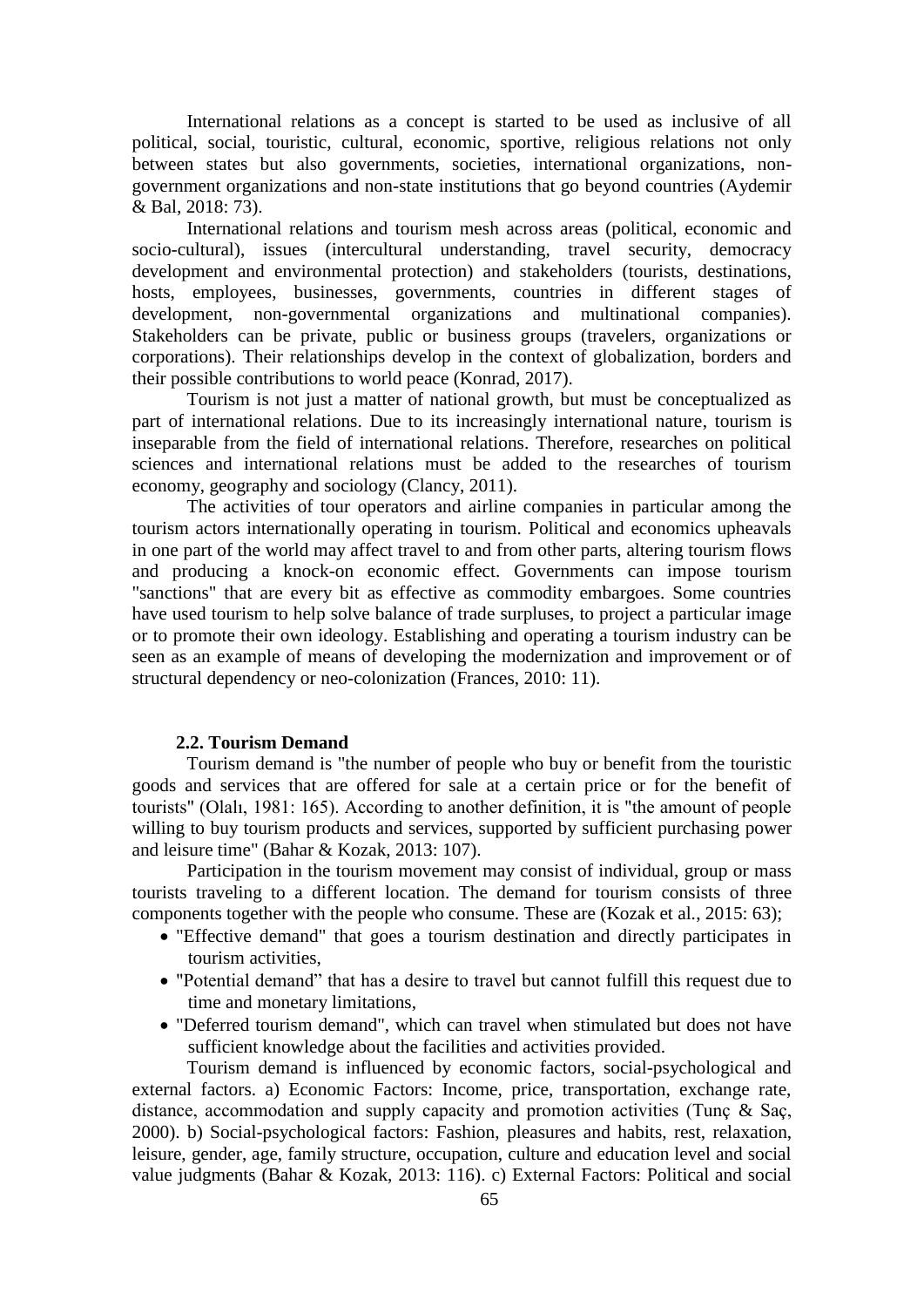International relations as a concept is started to be used as inclusive of all political, social, touristic, cultural, economic, sportive, religious relations not only between states but also governments, societies, international organizations, non-government organizations and non-state institutions that go beyond countries (Aydemir & Bal, 2018: 73).

International relations and tourism mesh across areas (political, economic and socio-cultural), issues (intercultural understanding, travel security, democracy development and environmental protection) and stakeholders (tourists, destinations, hosts, employees, businesses, governments, countries in different stages of development, non-governmental organizations and multinational companies). Stakeholders can be private, public or business groups (travelers, organizations or corporations). Their relationships develop in the context of globalization, borders and their possible contributions to world peace (Konrad, 2017).

Tourism is not just a matter of national growth, but must be conceptualized as part of international relations. Due to its increasingly international nature, tourism is inseparable from the field of international relations. Therefore, researches on political sciences and international relations must be added to the researches of tourism economy, geography and sociology (Clancy, 2011).

The activities of tour operators and airline companies in particular among the tourism actors internationally operating in tourism. Political and economics upheavals in one part of the world may affect travel to and from other parts, altering tourism flows and producing a knock-on economic effect. Governments can impose tourism "sanctions" that are every bit as effective as commodity embargoes. Some countries have used tourism to help solve balance of trade surpluses, to project a particular image or to promote their own ideology. Establishing and operating a tourism industry can be seen as an example of means of developing the modernization and improvement or of structural dependency or neo-colonization (Frances, 2010: 11).

### 2.2. Tourism Demand

Tourism demand is "the number of people who buy or benefit from the touristic goods and services that are offered for sale at a certain price or for the benefit of tourists" (Olalı, 1981: 165). According to another definition, it is "the amount of people willing to buy tourism products and services, supported by sufficient purchasing power and leisure time" (Bahar & Kozak, 2013: 107).

Participation in the tourism movement may consist of individual, group or mass tourists traveling to a different location. The demand for tourism consists of three components together with the people who consume. These are (Kozak et al., 2015: 63);

- "Effective demand" that goes a tourism destination and directly participates in tourism activities,
- "Potential demand" that has a desire to travel but cannot fulfill this request due to time and monetary limitations,
- "Deferred tourism demand", which can travel when stimulated but does not have sufficient knowledge about the facilities and activities provided.

Tourism demand is influenced by economic factors, social-psychological and external factors. a) Economic Factors: Income, price, transportation, exchange rate, distance, accommodation and supply capacity and promotion activities (Tunç & Saç, 2000). b) Social-psychological factors: Fashion, pleasures and habits, rest, relaxation, leisure, gender, age, family structure, occupation, culture and education level and social value judgments (Bahar & Kozak, 2013: 116). c) External Factors: Political and social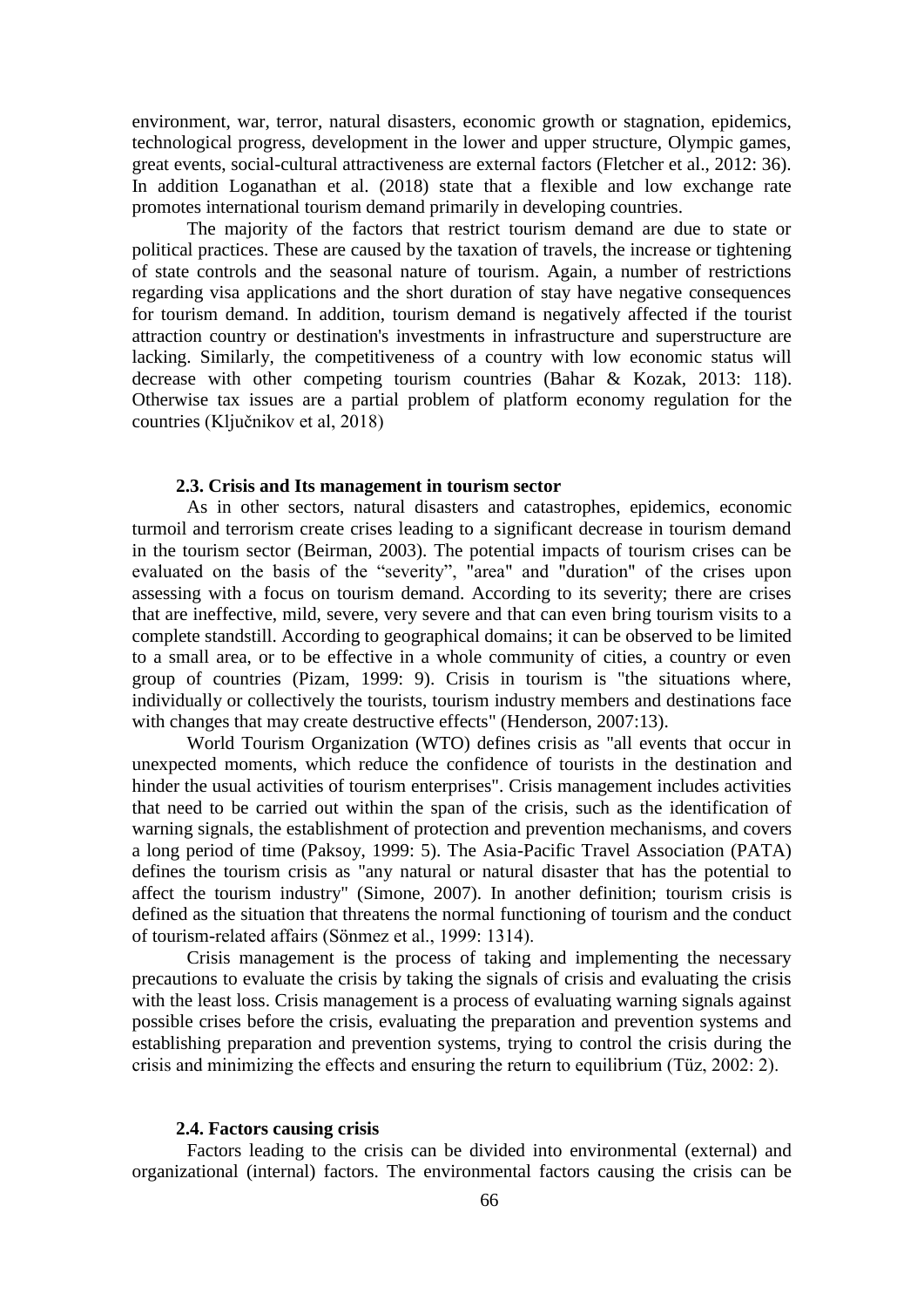environment, war, terror, natural disasters, economic growth or stagnation, epidemics, technological progress, development in the lower and upper structure, Olympic games, great events, social-cultural attractiveness are external factors (Fletcher et al., 2012: 36). In addition Loganathan et al. (2018) state that a flexible and low exchange rate promotes international tourism demand primarily in developing countries.

The majority of the factors that restrict tourism demand are due to state or political practices. These are caused by the taxation of travels, the increase or tightening of state controls and the seasonal nature of tourism. Again, a number of restrictions regarding visa applications and the short duration of stay have negative consequences for tourism demand. In addition, tourism demand is negatively affected if the tourist attraction country or destination's investments in infrastructure and superstructure are lacking. Similarly, the competitiveness of a country with low economic status will decrease with other competing tourism countries (Bahar & Kozak, 2013: 118). Otherwise tax issues are a partial problem of platform economy regulation for the countries (Ključnikov et al, 2018)

### 2.3. Crisis and Its management in tourism sector

As in other sectors, natural disasters and catastrophes, epidemics, economic turmoil and terrorism create crises leading to a significant decrease in tourism demand in the tourism sector (Beirman, 2003). The potential impacts of tourism crises can be evaluated on the basis of the "severity", "area" and "duration" of the crises upon assessing with a focus on tourism demand. According to its severity; there are crises that are ineffective, mild, severe, very severe and that can even bring tourism visits to a complete standstill. According to geographical domains; it can be observed to be limited to a small area, or to be effective in a whole community of cities, a country or even group of countries (Pizam, 1999: 9). Crisis in tourism is "the situations where, individually or collectively the tourists, tourism industry members and destinations face with changes that may create destructive effects" (Henderson, 2007:13).

World Tourism Organization (WTO) defines crisis as "all events that occur in unexpected moments, which reduce the confidence of tourists in the destination and hinder the usual activities of tourism enterprises". Crisis management includes activities that need to be carried out within the span of the crisis, such as the identification of warning signals, the establishment of protection and prevention mechanisms, and covers a long period of time (Paksoy, 1999: 5). The Asia-Pacific Travel Association (PATA) defines the tourism crisis as "any natural or natural disaster that has the potential to affect the tourism industry" (Simone, 2007). In another definition; tourism crisis is defined as the situation that threatens the normal functioning of tourism and the conduct of tourism-related affairs (Sönmez et al., 1999: 1314).

Crisis management is the process of taking and implementing the necessary precautions to evaluate the crisis by taking the signals of crisis and evaluating the crisis with the least loss. Crisis management is a process of evaluating warning signals against possible crises before the crisis, evaluating the preparation and prevention systems and establishing preparation and prevention systems, trying to control the crisis during the crisis and minimizing the effects and ensuring the return to equilibrium (Tüz, 2002: 2).

### 2.4. Factors causing crisis

Factors leading to the crisis can be divided into environmental (external) and organizational (internal) factors. The environmental factors causing the crisis can be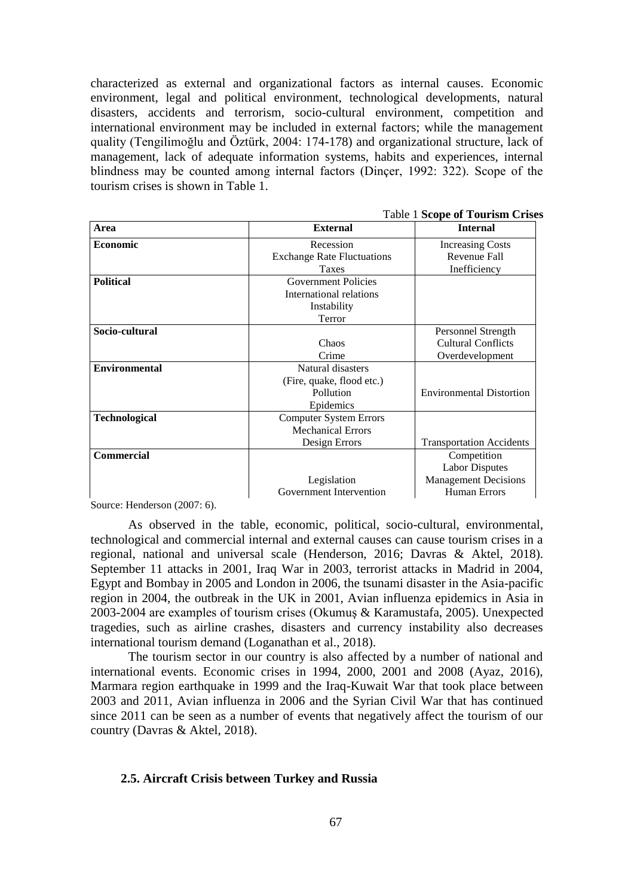characterized as external and organizational factors as internal causes. Economic environment, legal and political environment, technological developments, natural disasters, accidents and terrorism, socio-cultural environment, competition and international environment may be included in external factors; while the management quality (Tengilimoğlu and Öztürk, 2004: 174-178) and organizational structure, lack of management, lack of adequate information systems, habits and experiences, internal blindness may be counted among internal factors (Dinçer, 1992: 322). Scope of the tourism crises is shown in Table 1.

Table 1 **Scope of Tourism Crises**

| Area | External | Internal |
|---|---|---|
| **Economic** | Recession<br>Exchange Rate Fluctuations<br>Taxes | Increasing Costs<br>Revenue Fall<br>Inefficiency |
| **Political** | Government Policies<br>International relations<br>Instability<br>Terror | |
| **Socio-cultural** | Chaos<br>Crime | Personnel Strength<br>Cultural Conflicts<br>Overdevelopment |
| **Environmental** | Natural disasters<br>(Fire, quake, flood etc.)<br>Pollution<br>Epidemics | Environmental Distortion |
| **Technological** | Computer System Errors<br>Mechanical Errors<br>Design Errors | Transportation Accidents |
| **Commercial** | Legislation<br>Government Intervention | Competition<br>Labor Disputes<br>Management Decisions<br>Human Errors |

Source: Henderson (2007: 6).

As observed in the table, economic, political, socio-cultural, environmental, technological and commercial internal and external causes can cause tourism crises in a regional, national and universal scale (Henderson, 2016; Davras & Aktel, 2018). September 11 attacks in 2001, Iraq War in 2003, terrorist attacks in Madrid in 2004, Egypt and Bombay in 2005 and London in 2006, the tsunami disaster in the Asia-pacific region in 2004, the outbreak in the UK in 2001, Avian influenza epidemics in Asia in 2003-2004 are examples of tourism crises (Okumuş & Karamustafa, 2005). Unexpected tragedies, such as airline crashes, disasters and currency instability also decreases international tourism demand (Loganathan et al., 2018).

The tourism sector in our country is also affected by a number of national and international events. Economic crises in 1994, 2000, 2001 and 2008 (Ayaz, 2016), Marmara region earthquake in 1999 and the Iraq-Kuwait War that took place between 2003 and 2011, Avian influenza in 2006 and the Syrian Civil War that has continued since 2011 can be seen as a number of events that negatively affect the tourism of our country (Davras & Aktel, 2018).

### 2.5. Aircraft Crisis between Turkey and Russia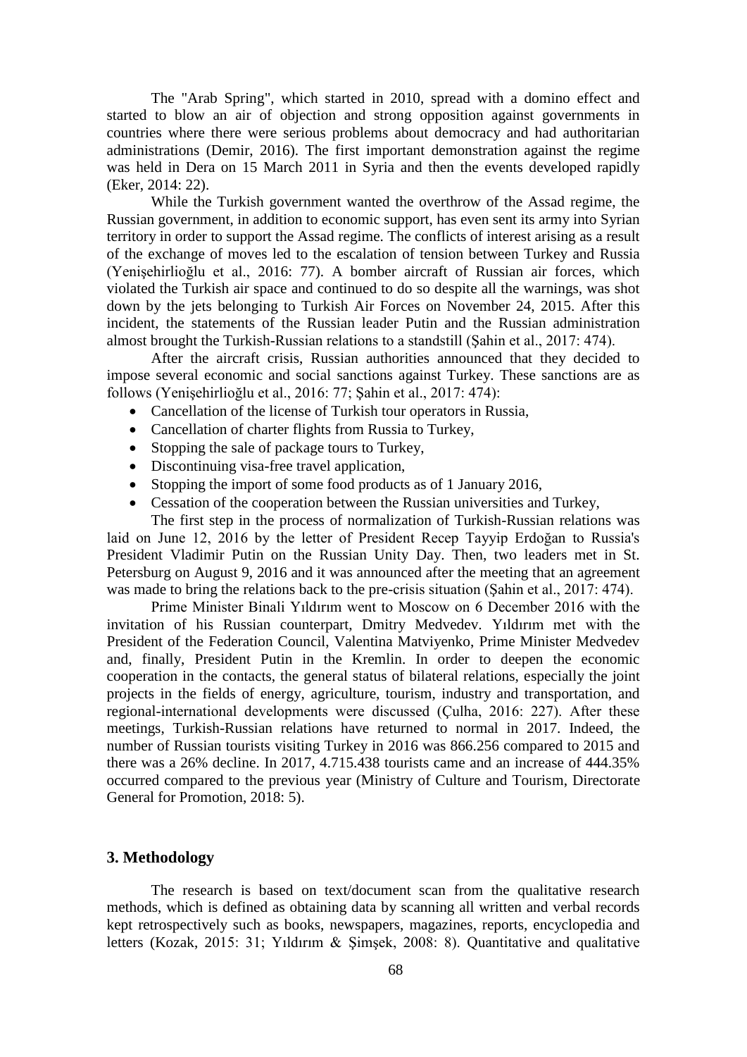The "Arab Spring", which started in 2010, spread with a domino effect and started to blow an air of objection and strong opposition against governments in countries where there were serious problems about democracy and had authoritarian administrations (Demir, 2016). The first important demonstration against the regime was held in Dera on 15 March 2011 in Syria and then the events developed rapidly (Eker, 2014: 22).

While the Turkish government wanted the overthrow of the Assad regime, the Russian government, in addition to economic support, has even sent its army into Syrian territory in order to support the Assad regime. The conflicts of interest arising as a result of the exchange of moves led to the escalation of tension between Turkey and Russia (Yenişehirlioğlu et al., 2016: 77). A bomber aircraft of Russian air forces, which violated the Turkish air space and continued to do so despite all the warnings, was shot down by the jets belonging to Turkish Air Forces on November 24, 2015. After this incident, the statements of the Russian leader Putin and the Russian administration almost brought the Turkish-Russian relations to a standstill (Şahin et al., 2017: 474).

After the aircraft crisis, Russian authorities announced that they decided to impose several economic and social sanctions against Turkey. These sanctions are as follows (Yenişehirlioğlu et al., 2016: 77; Şahin et al., 2017: 474):

- Cancellation of the license of Turkish tour operators in Russia,
- Cancellation of charter flights from Russia to Turkey,
- Stopping the sale of package tours to Turkey,
- Discontinuing visa-free travel application,
- Stopping the import of some food products as of 1 January 2016,
- Cessation of the cooperation between the Russian universities and Turkey,

The first step in the process of normalization of Turkish-Russian relations was laid on June 12, 2016 by the letter of President Recep Tayyip Erdoğan to Russia's President Vladimir Putin on the Russian Unity Day. Then, two leaders met in St. Petersburg on August 9, 2016 and it was announced after the meeting that an agreement was made to bring the relations back to the pre-crisis situation (Şahin et al., 2017: 474).

Prime Minister Binali Yıldırım went to Moscow on 6 December 2016 with the invitation of his Russian counterpart, Dmitry Medvedev. Yıldırım met with the President of the Federation Council, Valentina Matviyenko, Prime Minister Medvedev and, finally, President Putin in the Kremlin. In order to deepen the economic cooperation in the contacts, the general status of bilateral relations, especially the joint projects in the fields of energy, agriculture, tourism, industry and transportation, and regional-international developments were discussed (Çulha, 2016: 227). After these meetings, Turkish-Russian relations have returned to normal in 2017. Indeed, the number of Russian tourists visiting Turkey in 2016 was 866.256 compared to 2015 and there was a 26% decline. In 2017, 4.715.438 tourists came and an increase of 444.35% occurred compared to the previous year (Ministry of Culture and Tourism, Directorate General for Promotion, 2018: 5).

## 3. Methodology

The research is based on text/document scan from the qualitative research methods, which is defined as obtaining data by scanning all written and verbal records kept retrospectively such as books, newspapers, magazines, reports, encyclopedia and letters (Kozak, 2015: 31; Yıldırım & Şimşek, 2008: 8). Quantitative and qualitative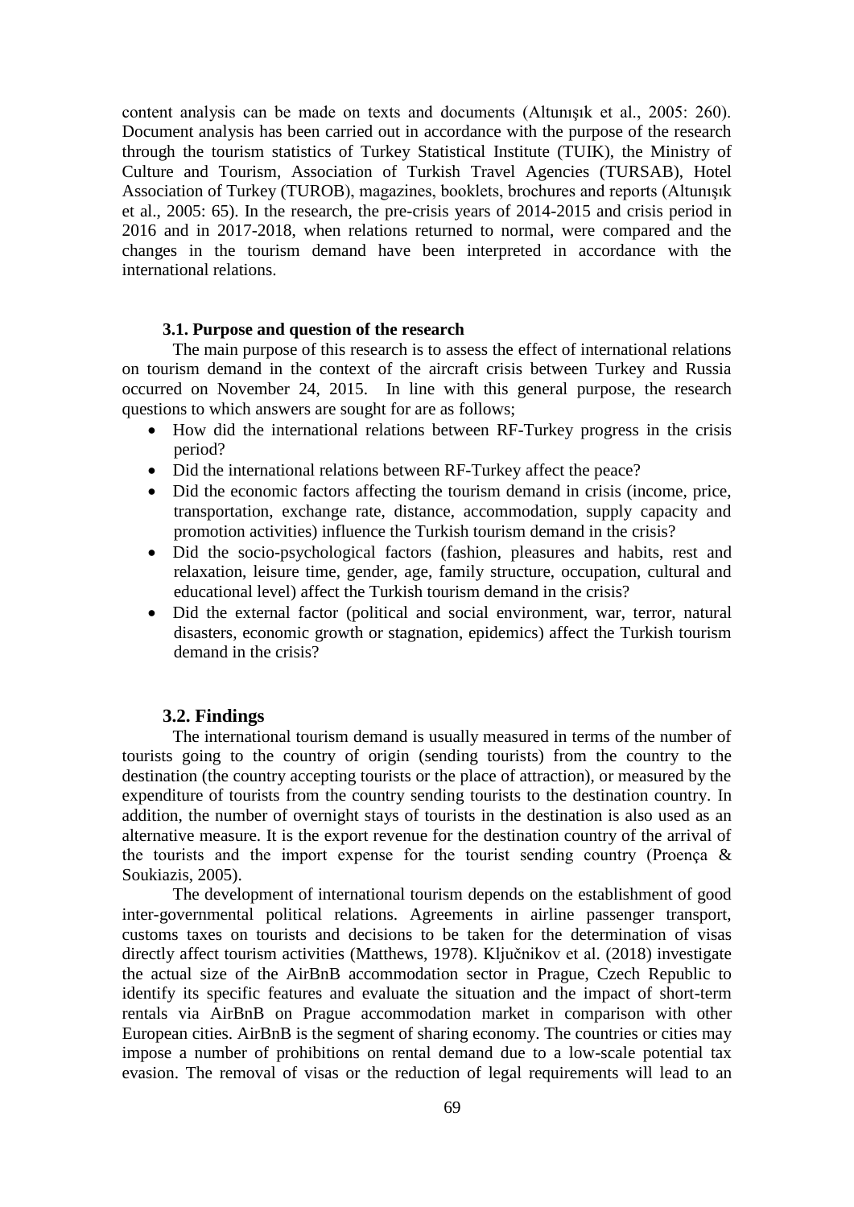content analysis can be made on texts and documents (Altunışık et al., 2005: 260). Document analysis has been carried out in accordance with the purpose of the research through the tourism statistics of Turkey Statistical Institute (TUIK), the Ministry of Culture and Tourism, Association of Turkish Travel Agencies (TURSAB), Hotel Association of Turkey (TUROB), magazines, booklets, brochures and reports (Altunışık et al., 2005: 65). In the research, the pre-crisis years of 2014-2015 and crisis period in 2016 and in 2017-2018, when relations returned to normal, were compared and the changes in the tourism demand have been interpreted in accordance with the international relations.

### 3.1. Purpose and question of the research

The main purpose of this research is to assess the effect of international relations on tourism demand in the context of the aircraft crisis between Turkey and Russia occurred on November 24, 2015. In line with this general purpose, the research questions to which answers are sought for are as follows;

- How did the international relations between RF-Turkey progress in the crisis period?
- Did the international relations between RF-Turkey affect the peace?
- Did the economic factors affecting the tourism demand in crisis (income, price, transportation, exchange rate, distance, accommodation, supply capacity and promotion activities) influence the Turkish tourism demand in the crisis?
- Did the socio-psychological factors (fashion, pleasures and habits, rest and relaxation, leisure time, gender, age, family structure, occupation, cultural and educational level) affect the Turkish tourism demand in the crisis?
- Did the external factor (political and social environment, war, terror, natural disasters, economic growth or stagnation, epidemics) affect the Turkish tourism demand in the crisis?

### 3.2. Findings

The international tourism demand is usually measured in terms of the number of tourists going to the country of origin (sending tourists) from the country to the destination (the country accepting tourists or the place of attraction), or measured by the expenditure of tourists from the country sending tourists to the destination country. In addition, the number of overnight stays of tourists in the destination is also used as an alternative measure. It is the export revenue for the destination country of the arrival of the tourists and the import expense for the tourist sending country (Proença & Soukiazis, 2005).

The development of international tourism depends on the establishment of good inter-governmental political relations. Agreements in airline passenger transport, customs taxes on tourists and decisions to be taken for the determination of visas directly affect tourism activities (Matthews, 1978). Ključnikov et al. (2018) investigate the actual size of the AirBnB accommodation sector in Prague, Czech Republic to identify its specific features and evaluate the situation and the impact of short-term rentals via AirBnB on Prague accommodation market in comparison with other European cities. AirBnB is the segment of sharing economy. The countries or cities may impose a number of prohibitions on rental demand due to a low-scale potential tax evasion. The removal of visas or the reduction of legal requirements will lead to an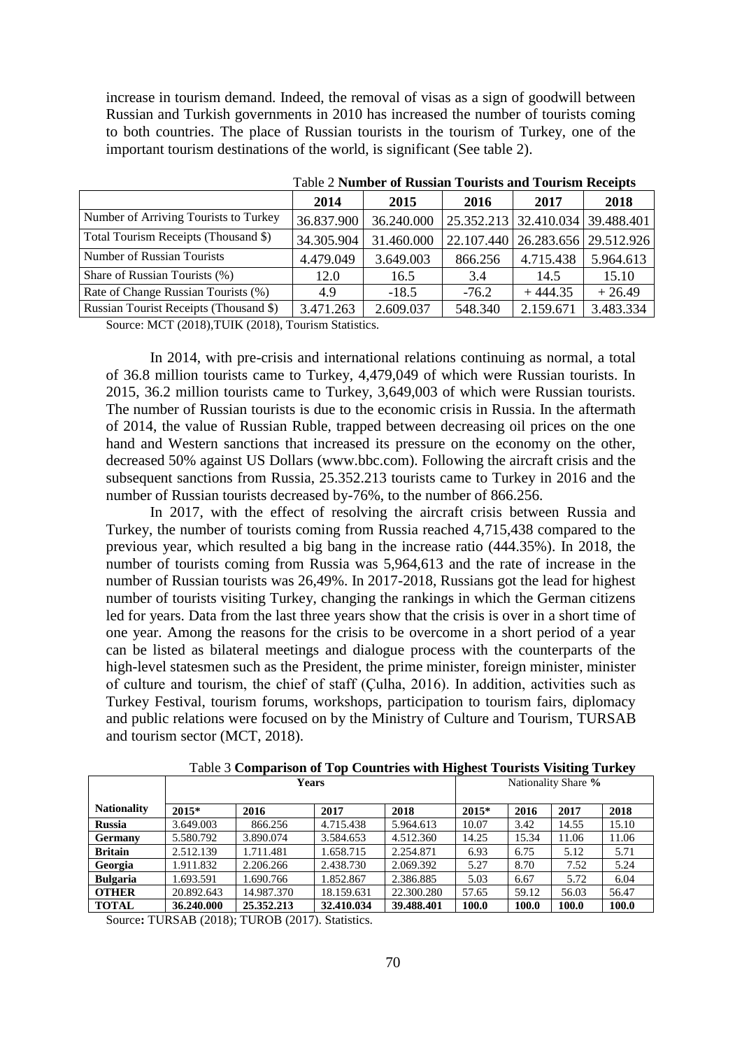increase in tourism demand. Indeed, the removal of visas as a sign of goodwill between Russian and Turkish governments in 2010 has increased the number of tourists coming to both countries. The place of Russian tourists in the tourism of Turkey, one of the important tourism destinations of the world, is significant (See table 2).

Table 2 **Number of Russian Tourists and Tourism Receipts**

| | 2014 | 2015 | 2016 | 2017 | 2018 |
|---|---|---|---|---|---|
| Number of Arriving Tourists to Turkey | 36.837.900 | 36.240.000 | 25.352.213 | 32.410.034 | 39.488.401 |
| Total Tourism Receipts (Thousand $) | 34.305.904 | 31.460.000 | 22.107.440 | 26.283.656 | 29.512.926 |
| Number of Russian Tourists | 4.479.049 | 3.649.003 | 866.256 | 4.715.438 | 5.964.613 |
| Share of Russian Tourists (%) | 12.0 | 16.5 | 3.4 | 14.5 | 15.10 |
| Rate of Change Russian Tourists (%) | 4.9 | -18.5 | -76.2 | + 444.35 | + 26.49 |
| Russian Tourist Receipts (Thousand $) | 3.471.263 | 2.609.037 | 548.340 | 2.159.671 | 3.483.334 |

Source: MCT (2018),TUIK (2018), Tourism Statistics.

In 2014, with pre-crisis and international relations continuing as normal, a total of 36.8 million tourists came to Turkey, 4,479,049 of which were Russian tourists. In 2015, 36.2 million tourists came to Turkey, 3,649,003 of which were Russian tourists. The number of Russian tourists is due to the economic crisis in Russia. In the aftermath of 2014, the value of Russian Ruble, trapped between decreasing oil prices on the one hand and Western sanctions that increased its pressure on the economy on the other, decreased 50% against US Dollars (www.bbc.com). Following the aircraft crisis and the subsequent sanctions from Russia, 25.352.213 tourists came to Turkey in 2016 and the number of Russian tourists decreased by-76%, to the number of 866.256.

In 2017, with the effect of resolving the aircraft crisis between Russia and Turkey, the number of tourists coming from Russia reached 4,715,438 compared to the previous year, which resulted a big bang in the increase ratio (444.35%). In 2018, the number of tourists coming from Russia was 5,964,613 and the rate of increase in the number of Russian tourists was 26,49%. In 2017-2018, Russians got the lead for highest number of tourists visiting Turkey, changing the rankings in which the German citizens led for years. Data from the last three years show that the crisis is over in a short time of one year. Among the reasons for the crisis to be overcome in a short period of a year can be listed as bilateral meetings and dialogue process with the counterparts of the high-level statesmen such as the President, the prime minister, foreign minister, minister of culture and tourism, the chief of staff (Çulha, 2016). In addition, activities such as Turkey Festival, tourism forums, workshops, participation to tourism fairs, diplomacy and public relations were focused on by the Ministry of Culture and Tourism, TURSAB and tourism sector (MCT, 2018).

Table 3 **Comparison of Top Countries with Highest Tourists Visiting Turkey**

| | Years | | | | Nationality Share **%** | | | |
|---|---|---|---|---|---|---|---|---|
| **Nationality** | **2015*** | **2016** | **2017** | **2018** | **2015*** | **2016** | **2017** | **2018** |
| **Russia** | 3.649.003 | 866.256 | 4.715.438 | 5.964.613 | 10.07 | 3.42 | 14.55 | 15.10 |
| **Germany** | 5.580.792 | 3.890.074 | 3.584.653 | 4.512.360 | 14.25 | 15.34 | 11.06 | 11.06 |
| **Britain** | 2.512.139 | 1.711.481 | 1.658.715 | 2.254.871 | 6.93 | 6.75 | 5.12 | 5.71 |
| **Georgia** | 1.911.832 | 2.206.266 | 2.438.730 | 2.069.392 | 5.27 | 8.70 | 7.52 | 5.24 |
| **Bulgaria** | 1.693.591 | 1.690.766 | 1.852.867 | 2.386.885 | 5.03 | 6.67 | 5.72 | 6.04 |
| **OTHER** | 20.892.643 | 14.987.370 | 18.159.631 | 22.300.280 | 57.65 | 59.12 | 56.03 | 56.47 |
| **TOTAL** | **36.240.000** | **25.352.213** | **32.410.034** | **39.488.401** | **100.0** | **100.0** | **100.0** | **100.0** |

Source**:** TURSAB (2018); TUROB (2017). Statistics.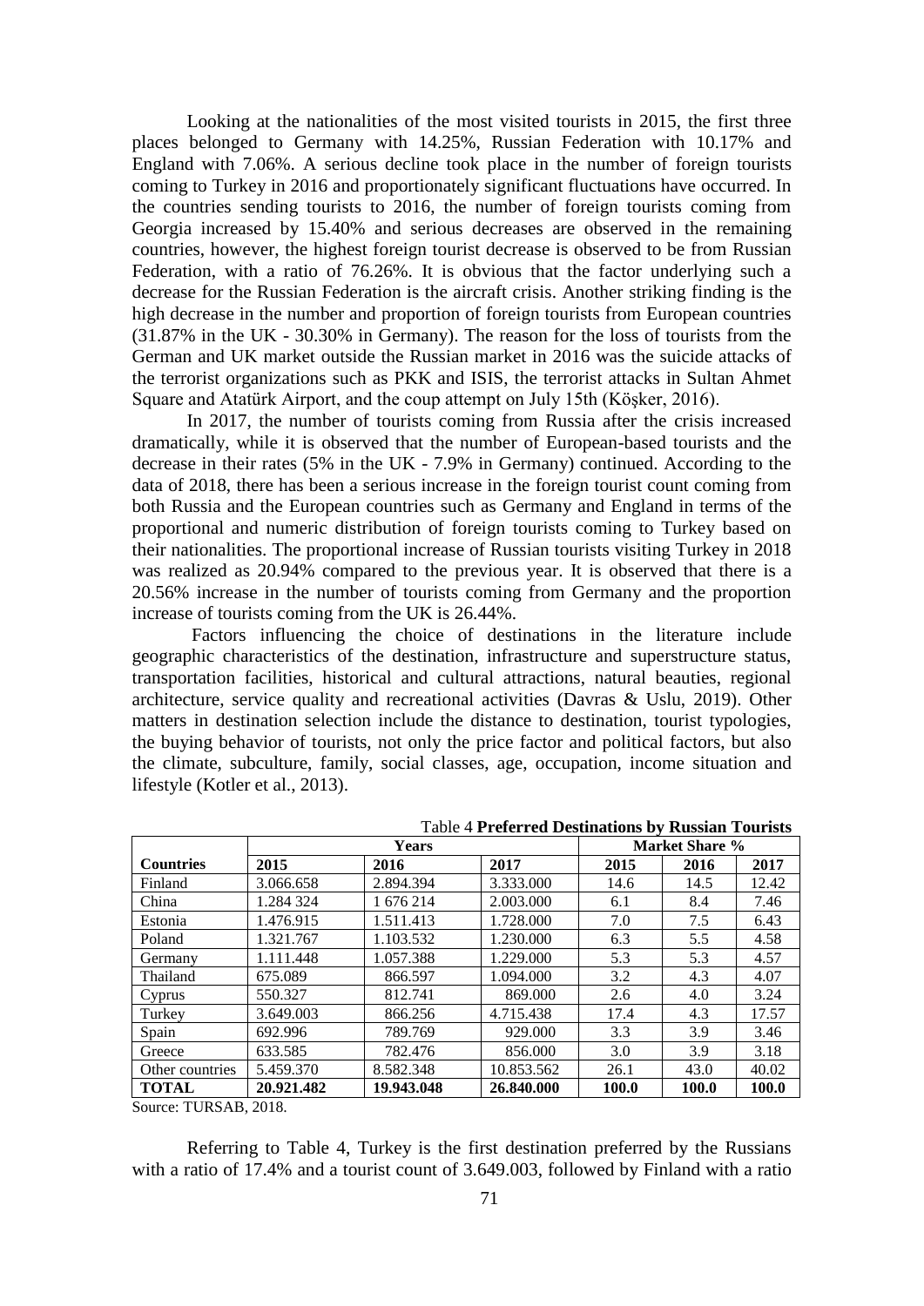Looking at the nationalities of the most visited tourists in 2015, the first three places belonged to Germany with 14.25%, Russian Federation with 10.17% and England with 7.06%. A serious decline took place in the number of foreign tourists coming to Turkey in 2016 and proportionately significant fluctuations have occurred. In the countries sending tourists to 2016, the number of foreign tourists coming from Georgia increased by 15.40% and serious decreases are observed in the remaining countries, however, the highest foreign tourist decrease is observed to be from Russian Federation, with a ratio of 76.26%. It is obvious that the factor underlying such a decrease for the Russian Federation is the aircraft crisis. Another striking finding is the high decrease in the number and proportion of foreign tourists from European countries (31.87% in the UK - 30.30% in Germany). The reason for the loss of tourists from the German and UK market outside the Russian market in 2016 was the suicide attacks of the terrorist organizations such as PKK and ISIS, the terrorist attacks in Sultan Ahmet Square and Atatürk Airport, and the coup attempt on July 15th (Köşker, 2016).

In 2017, the number of tourists coming from Russia after the crisis increased dramatically, while it is observed that the number of European-based tourists and the decrease in their rates (5% in the UK - 7.9% in Germany) continued. According to the data of 2018, there has been a serious increase in the foreign tourist count coming from both Russia and the European countries such as Germany and England in terms of the proportional and numeric distribution of foreign tourists coming to Turkey based on their nationalities. The proportional increase of Russian tourists visiting Turkey in 2018 was realized as 20.94% compared to the previous year. It is observed that there is a 20.56% increase in the number of tourists coming from Germany and the proportion increase of tourists coming from the UK is 26.44%.

Factors influencing the choice of destinations in the literature include geographic characteristics of the destination, infrastructure and superstructure status, transportation facilities, historical and cultural attractions, natural beauties, regional architecture, service quality and recreational activities (Davras & Uslu, 2019). Other matters in destination selection include the distance to destination, tourist typologies, the buying behavior of tourists, not only the price factor and political factors, but also the climate, subculture, family, social classes, age, occupation, income situation and lifestyle (Kotler et al., 2013).

Table 4 **Preferred Destinations by Russian Tourists**

| | Years | | | Market Share % | | |
|---|---|---|---|---|---|---|
| **Countries** | **2015** | **2016** | **2017** | **2015** | **2016** | **2017** |
| Finland | 3.066.658 | 2.894.394 | 3.333.000 | 14.6 | 14.5 | 12.42 |
| China | 1.284 324 | 1 676 214 | 2.003.000 | 6.1 | 8.4 | 7.46 |
| Estonia | 1.476.915 | 1.511.413 | 1.728.000 | 7.0 | 7.5 | 6.43 |
| Poland | 1.321.767 | 1.103.532 | 1.230.000 | 6.3 | 5.5 | 4.58 |
| Germany | 1.111.448 | 1.057.388 | 1.229.000 | 5.3 | 5.3 | 4.57 |
| Thailand | 675.089 | 866.597 | 1.094.000 | 3.2 | 4.3 | 4.07 |
| Cyprus | 550.327 | 812.741 | 869.000 | 2.6 | 4.0 | 3.24 |
| Turkey | 3.649.003 | 866.256 | 4.715.438 | 17.4 | 4.3 | 17.57 |
| Spain | 692.996 | 789.769 | 929.000 | 3.3 | 3.9 | 3.46 |
| Greece | 633.585 | 782.476 | 856.000 | 3.0 | 3.9 | 3.18 |
| Other countries | 5.459.370 | 8.582.348 | 10.853.562 | 26.1 | 43.0 | 40.02 |
| **TOTAL** | **20.921.482** | **19.943.048** | **26.840.000** | **100.0** | **100.0** | **100.0** |

Source: TURSAB, 2018.

Referring to Table 4, Turkey is the first destination preferred by the Russians with a ratio of 17.4% and a tourist count of 3.649.003, followed by Finland with a ratio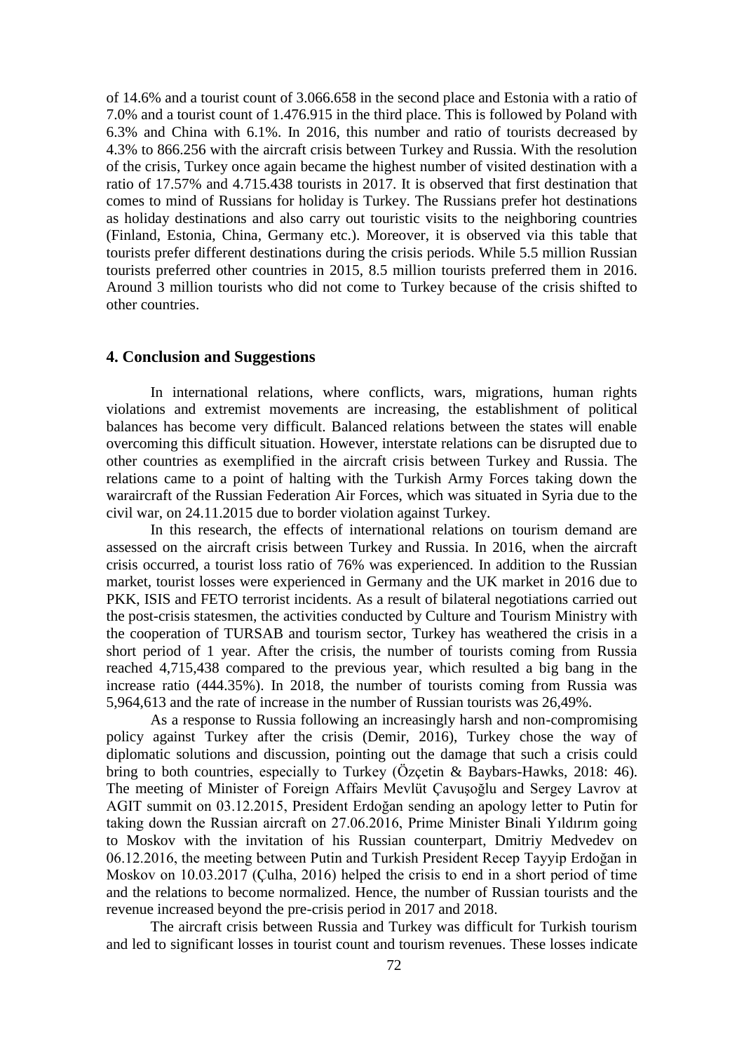of 14.6% and a tourist count of 3.066.658 in the second place and Estonia with a ratio of 7.0% and a tourist count of 1.476.915 in the third place. This is followed by Poland with 6.3% and China with 6.1%. In 2016, this number and ratio of tourists decreased by 4.3% to 866.256 with the aircraft crisis between Turkey and Russia. With the resolution of the crisis, Turkey once again became the highest number of visited destination with a ratio of 17.57% and 4.715.438 tourists in 2017. It is observed that first destination that comes to mind of Russians for holiday is Turkey. The Russians prefer hot destinations as holiday destinations and also carry out touristic visits to the neighboring countries (Finland, Estonia, China, Germany etc.). Moreover, it is observed via this table that tourists prefer different destinations during the crisis periods. While 5.5 million Russian tourists preferred other countries in 2015, 8.5 million tourists preferred them in 2016. Around 3 million tourists who did not come to Turkey because of the crisis shifted to other countries.

## 4. Conclusion and Suggestions

In international relations, where conflicts, wars, migrations, human rights violations and extremist movements are increasing, the establishment of political balances has become very difficult. Balanced relations between the states will enable overcoming this difficult situation. However, interstate relations can be disrupted due to other countries as exemplified in the aircraft crisis between Turkey and Russia. The relations came to a point of halting with the Turkish Army Forces taking down the waraircraft of the Russian Federation Air Forces, which was situated in Syria due to the civil war, on 24.11.2015 due to border violation against Turkey.

In this research, the effects of international relations on tourism demand are assessed on the aircraft crisis between Turkey and Russia. In 2016, when the aircraft crisis occurred, a tourist loss ratio of 76% was experienced. In addition to the Russian market, tourist losses were experienced in Germany and the UK market in 2016 due to PKK, ISIS and FETO terrorist incidents. As a result of bilateral negotiations carried out the post-crisis statesmen, the activities conducted by Culture and Tourism Ministry with the cooperation of TURSAB and tourism sector, Turkey has weathered the crisis in a short period of 1 year. After the crisis, the number of tourists coming from Russia reached 4,715,438 compared to the previous year, which resulted a big bang in the increase ratio (444.35%). In 2018, the number of tourists coming from Russia was 5,964,613 and the rate of increase in the number of Russian tourists was 26,49%.

As a response to Russia following an increasingly harsh and non-compromising policy against Turkey after the crisis (Demir, 2016), Turkey chose the way of diplomatic solutions and discussion, pointing out the damage that such a crisis could bring to both countries, especially to Turkey (Özçetin & Baybars-Hawks, 2018: 46). The meeting of Minister of Foreign Affairs Mevlüt Çavuşoğlu and Sergey Lavrov at AGIT summit on 03.12.2015, President Erdoğan sending an apology letter to Putin for taking down the Russian aircraft on 27.06.2016, Prime Minister Binali Yıldırım going to Moskov with the invitation of his Russian counterpart, Dmitriy Medvedev on 06.12.2016, the meeting between Putin and Turkish President Recep Tayyip Erdoğan in Moskov on 10.03.2017 (Çulha, 2016) helped the crisis to end in a short period of time and the relations to become normalized. Hence, the number of Russian tourists and the revenue increased beyond the pre-crisis period in 2017 and 2018.

The aircraft crisis between Russia and Turkey was difficult for Turkish tourism and led to significant losses in tourist count and tourism revenues. These losses indicate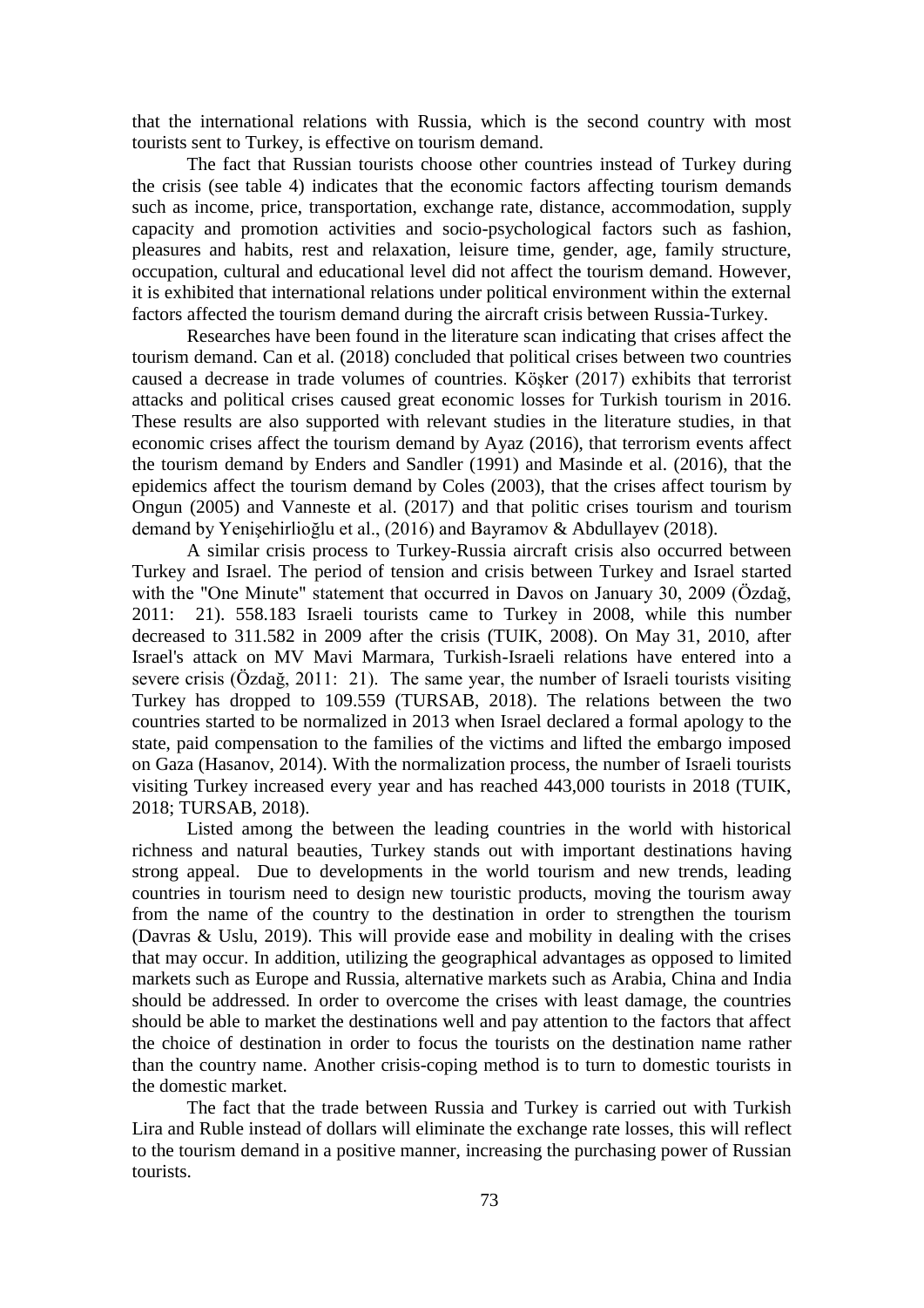that the international relations with Russia, which is the second country with most tourists sent to Turkey, is effective on tourism demand.

The fact that Russian tourists choose other countries instead of Turkey during the crisis (see table 4) indicates that the economic factors affecting tourism demands such as income, price, transportation, exchange rate, distance, accommodation, supply capacity and promotion activities and socio-psychological factors such as fashion, pleasures and habits, rest and relaxation, leisure time, gender, age, family structure, occupation, cultural and educational level did not affect the tourism demand. However, it is exhibited that international relations under political environment within the external factors affected the tourism demand during the aircraft crisis between Russia-Turkey.

Researches have been found in the literature scan indicating that crises affect the tourism demand. Can et al. (2018) concluded that political crises between two countries caused a decrease in trade volumes of countries. Köşker (2017) exhibits that terrorist attacks and political crises caused great economic losses for Turkish tourism in 2016. These results are also supported with relevant studies in the literature studies, in that economic crises affect the tourism demand by Ayaz (2016), that terrorism events affect the tourism demand by Enders and Sandler (1991) and Masinde et al. (2016), that the epidemics affect the tourism demand by Coles (2003), that the crises affect tourism by Ongun (2005) and Vanneste et al. (2017) and that politic crises tourism and tourism demand by Yenişehirlioğlu et al., (2016) and Bayramov & Abdullayev (2018).

A similar crisis process to Turkey-Russia aircraft crisis also occurred between Turkey and Israel. The period of tension and crisis between Turkey and Israel started with the "One Minute" statement that occurred in Davos on January 30, 2009 (Özdağ, 2011: 21). 558.183 Israeli tourists came to Turkey in 2008, while this number decreased to 311.582 in 2009 after the crisis (TUIK, 2008). On May 31, 2010, after Israel's attack on MV Mavi Marmara, Turkish-Israeli relations have entered into a severe crisis (Özdağ, 2011: 21). The same year, the number of Israeli tourists visiting Turkey has dropped to 109.559 (TURSAB, 2018). The relations between the two countries started to be normalized in 2013 when Israel declared a formal apology to the state, paid compensation to the families of the victims and lifted the embargo imposed on Gaza (Hasanov, 2014). With the normalization process, the number of Israeli tourists visiting Turkey increased every year and has reached 443,000 tourists in 2018 (TUIK, 2018; TURSAB, 2018).

Listed among the between the leading countries in the world with historical richness and natural beauties, Turkey stands out with important destinations having strong appeal. Due to developments in the world tourism and new trends, leading countries in tourism need to design new touristic products, moving the tourism away from the name of the country to the destination in order to strengthen the tourism (Davras & Uslu, 2019). This will provide ease and mobility in dealing with the crises that may occur. In addition, utilizing the geographical advantages as opposed to limited markets such as Europe and Russia, alternative markets such as Arabia, China and India should be addressed. In order to overcome the crises with least damage, the countries should be able to market the destinations well and pay attention to the factors that affect the choice of destination in order to focus the tourists on the destination name rather than the country name. Another crisis-coping method is to turn to domestic tourists in the domestic market.

The fact that the trade between Russia and Turkey is carried out with Turkish Lira and Ruble instead of dollars will eliminate the exchange rate losses, this will reflect to the tourism demand in a positive manner, increasing the purchasing power of Russian tourists.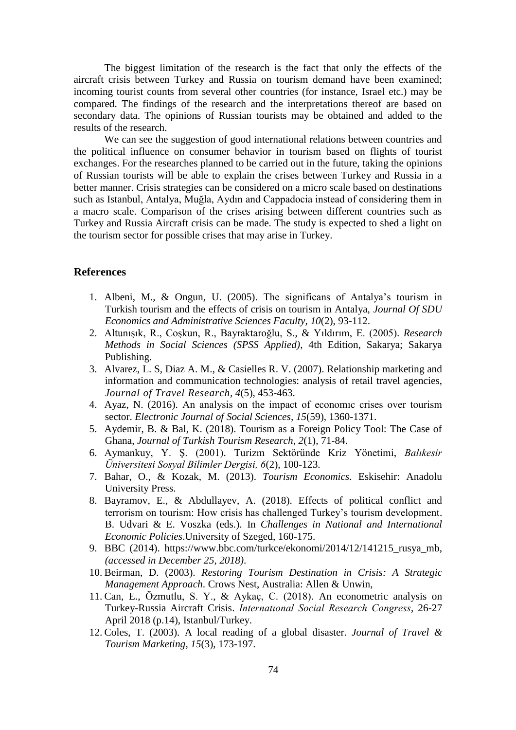The biggest limitation of the research is the fact that only the effects of the aircraft crisis between Turkey and Russia on tourism demand have been examined; incoming tourist counts from several other countries (for instance, Israel etc.) may be compared. The findings of the research and the interpretations thereof are based on secondary data. The opinions of Russian tourists may be obtained and added to the results of the research.

We can see the suggestion of good international relations between countries and the political influence on consumer behavior in tourism based on flights of tourist exchanges. For the researches planned to be carried out in the future, taking the opinions of Russian tourists will be able to explain the crises between Turkey and Russia in a better manner. Crisis strategies can be considered on a micro scale based on destinations such as Istanbul, Antalya, Muğla, Aydın and Cappadocia instead of considering them in a macro scale. Comparison of the crises arising between different countries such as Turkey and Russia Aircraft crisis can be made. The study is expected to shed a light on the tourism sector for possible crises that may arise in Turkey.

## References

1. Albeni, M., & Ongun, U. (2005). The significans of Antalya's tourism in Turkish tourism and the effects of crisis on tourism in Antalya, *Journal Of SDU Economics and Administrative Sciences Faculty, 10*(2), 93-112.
2. Altunışık, R., Coşkun, R., Bayraktaroğlu, S., & Yıldırım, E. (2005). *Research Methods in Social Sciences (SPSS Applied)*, 4th Edition, Sakarya; Sakarya Publishing.
3. Alvarez, L. S, Diaz A. M., & Casielles R. V. (2007). Relationship marketing and information and communication technologies: analysis of retail travel agencies, *Journal of Travel Research*, *4*(5), 453-463.
4. Ayaz, N. (2016). An analysis on the impact of economıc crises over tourism sector. *Electronic Journal of Social Sciences, 15*(59), 1360-1371.
5. Aydemir, B. & Bal, K. (2018). Tourism as a Foreign Policy Tool: The Case of Ghana, *Journal of Turkish Tourism Research*, *2*(1), 71-84.
6. Aymankuy, Y. Ş. (2001). Turizm Sektöründe Kriz Yönetimi, *Balıkesir Üniversitesi Sosyal Bilimler Dergisi, 6*(2), 100-123.
7. Bahar, O., & Kozak, M. (2013). *Tourism Economics*. Eskisehir: Anadolu University Press.
8. Bayramov, E., & Abdullayev, A. (2018). Effects of political conflict and terrorism on tourism: How crisis has challenged Turkey's tourism development. B. Udvari & E. Voszka (eds.). In *Challenges in National and International Economic Policies*.University of Szeged, 160-175.
9. BBC (2014). https://www.bbc.com/turkce/ekonomi/2014/12/141215_rusya_mb, *(accessed in December 25, 2018)*.
10. Beirman, D. (2003). *Restoring Tourism Destination in Crisis: A Strategic Management Approach*. Crows Nest, Australia: Allen & Unwin,
11. Can, E., Özmutlu, S. Y., & Aykaç, C. (2018). An econometric analysis on Turkey-Russia Aircraft Crisis. *Internatıonal Social Research Congress*, 26-27 April 2018 (p.14), Istanbul/Turkey.
12. Coles, T. (2003). A local reading of a global disaster. *Journal of Travel & Tourism Marketing*, *15*(3), 173-197.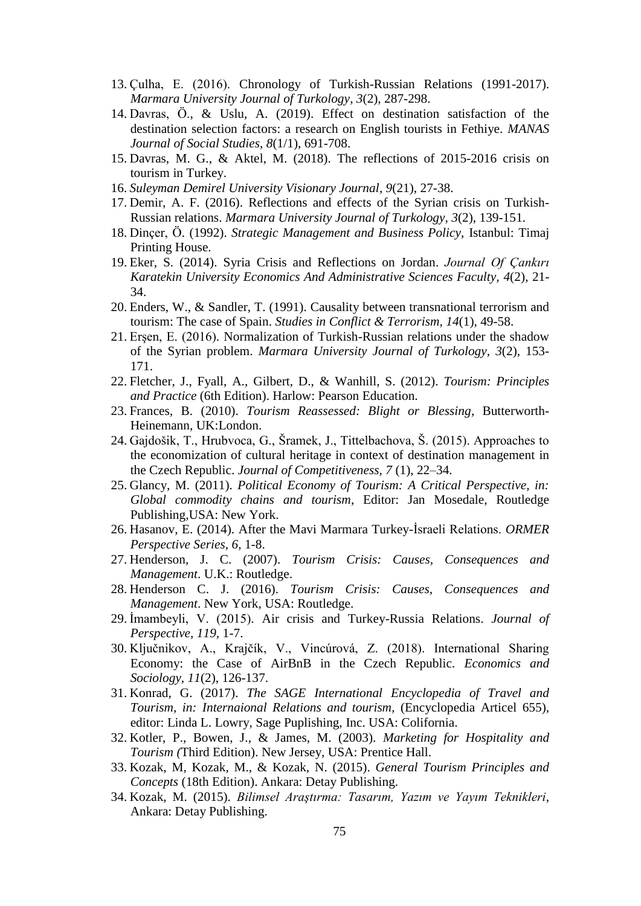13. Çulha, E. (2016). Chronology of Turkish-Russian Relations (1991-2017). *Marmara University Journal of Turkology*, *3*(2), 287-298.
14. Davras, Ö., & Uslu, A. (2019). Effect on destination satisfaction of the destination selection factors: a research on English tourists in Fethiye. *MANAS Journal of Social Studies*, *8*(1/1), 691-708.
15. Davras, M. G., & Aktel, M. (2018). The reflections of 2015-2016 crisis on tourism in Turkey.
16. *Suleyman Demirel University Visionary Journal*, *9*(21), 27-38.
17. Demir, A. F. (2016). Reflections and effects of the Syrian crisis on Turkish-Russian relations. *Marmara University Journal of Turkology*, *3*(2), 139-151.
18. Dinçer, Ö. (1992). *Strategic Management and Business Policy*, Istanbul: Timaj Printing House.
19. Eker, S. (2014). Syria Crisis and Reflections on Jordan. *Journal Of Çankırı Karatekin University Economics And Administrative Sciences Faculty*, *4*(2), 21-34.
20. Enders, W., & Sandler, T. (1991). Causality between transnational terrorism and tourism: The case of Spain. *Studies in Conflict & Terrorism*, *14*(1), 49-58.
21. Erşen, E. (2016). Normalization of Turkish-Russian relations under the shadow of the Syrian problem. *Marmara University Journal of Turkology*, *3*(2), 153-171.
22. Fletcher, J., Fyall, A., Gilbert, D., & Wanhill, S. (2012). *Tourism: Principles and Practice* (6th Edition). Harlow: Pearson Education.
23. Frances, B. (2010). *Tourism Reassessed: Blight or Blessing*, Butterworth-Heinemann, UK:London.
24. Gajdošik, T., Hrubvoca, G., Šramek, J., Tittelbachova, Š. (2015). Approaches to the economization of cultural heritage in context of destination management in the Czech Republic. *Journal of Competitiveness*, *7* (1), 22–34.
25. Glancy, M. (2011). *Political Economy of Tourism: A Critical Perspective, in: Global commodity chains and tourism*, Editor: Jan Mosedale, Routledge Publishing,USA: New York.
26. Hasanov, E. (2014). After the Mavi Marmara Turkey-İsraeli Relations. *ORMER Perspective Series*, *6*, 1-8.
27. Henderson, J. C. (2007). *Tourism Crisis: Causes, Consequences and Management*. U.K.: Routledge.
28. Henderson C. J. (2016). *Tourism Crisis: Causes, Consequences and Management*. New York, USA: Routledge.
29. İmambeyli, V. (2015). Air crisis and Turkey-Russia Relations. *Journal of Perspective*, *119*, 1-7.
30. Ključnikov, A., Krajčík, V., Vincúrová, Z. (2018). International Sharing Economy: the Case of AirBnB in the Czech Republic. *Economics and Sociology*, *11*(2), 126-137.
31. Konrad, G. (2017). *The SAGE International Encyclopedia of Travel and Tourism*, *in: Internaional Relations and tourism*, (Encyclopedia Articel 655), editor: Linda L. Lowry, Sage Puplishing, Inc. USA: Colifornia.
32. Kotler, P., Bowen, J., & James, M. (2003). *Marketing for Hospitality and Tourism (*Third Edition). New Jersey, USA: Prentice Hall.
33. Kozak, M, Kozak, M., & Kozak, N. (2015). *General Tourism Principles and Concepts* (18th Edition). Ankara: Detay Publishing.
34. Kozak, M. (2015). *Bilimsel Araştırma: Tasarım, Yazım ve Yayım Teknikleri*, Ankara: Detay Publishing.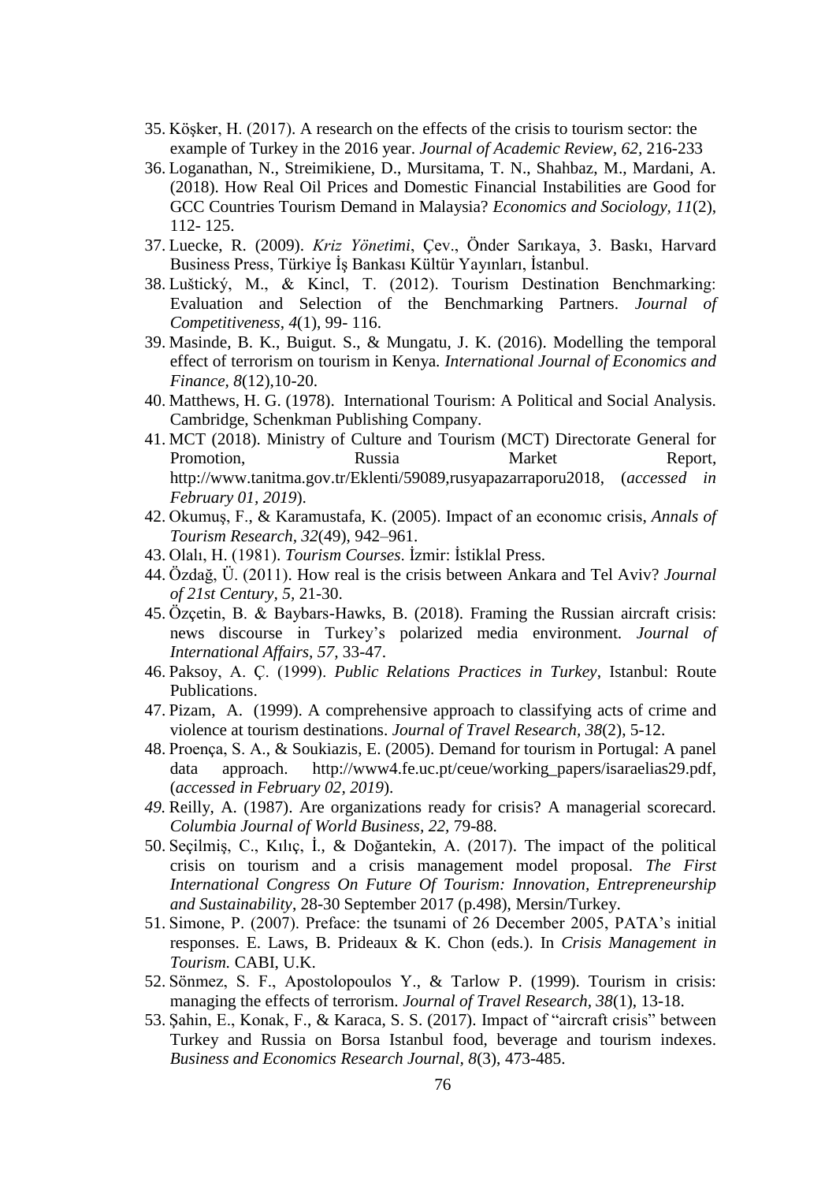35. Köşker, H. (2017). A research on the effects of the crisis to tourism sector: the example of Turkey in the 2016 year. *Journal of Academic Review, 62,* 216-233
36. Loganathan, N., Streimikiene, D., Mursitama, T. N., Shahbaz, M., Mardani, A. (2018). How Real Oil Prices and Domestic Financial Instabilities are Good for GCC Countries Tourism Demand in Malaysia? *Economics and Sociology, 11*(2), 112- 125.
37. Luecke, R. (2009). *Kriz Yönetimi*, Çev., Önder Sarıkaya, 3. Baskı, Harvard Business Press, Türkiye İş Bankası Kültür Yayınları, İstanbul.
38. Luštický, M., & Kincl, T. (2012). Tourism Destination Benchmarking: Evaluation and Selection of the Benchmarking Partners. *Journal of Competitiveness, 4*(1), 99- 116.
39. Masinde, B. K., Buigut. S., & Mungatu, J. K. (2016). Modelling the temporal effect of terrorism on tourism in Kenya. *International Journal of Economics and Finance, 8*(12),10-20.
40. Matthews, H. G. (1978). International Tourism: A Political and Social Analysis. Cambridge, Schenkman Publishing Company.
41. MCT (2018). Ministry of Culture and Tourism (MCT) Directorate General for Promotion, Russia Market Report, http://www.tanitma.gov.tr/Eklenti/59089,rusyapazarraporu2018, (*accessed in February 01, 2019*).
42. Okumuş, F., & Karamustafa, K. (2005). Impact of an economıc crisis, *Annals of Tourism Research, 32*(49), 942–961.
43. Olalı, H. (1981). *Tourism Courses*. İzmir: İstiklal Press.
44. Özdağ, Ü. (2011). How real is the crisis between Ankara and Tel Aviv? *Journal of 21st Century, 5,* 21-30.
45. Özçetin, B. & Baybars-Hawks, B. (2018). Framing the Russian aircraft crisis: news discourse in Turkey's polarized media environment. *Journal of International Affairs, 57,* 33-47.
46. Paksoy, A. Ç. (1999). *Public Relations Practices in Turkey*, Istanbul: Route Publications.
47. Pizam, A. (1999). A comprehensive approach to classifying acts of crime and violence at tourism destinations. *Journal of Travel Research, 38*(2), 5-12.
48. Proença, S. A., & Soukiazis, E. (2005). Demand for tourism in Portugal: A panel data approach. http://www4.fe.uc.pt/ceue/working_papers/isaraelias29.pdf, (*accessed in February 02, 2019*).
49. Reilly, A. (1987). Are organizations ready for crisis? A managerial scorecard. *Columbia Journal of World Business, 22,* 79-88.
50. Seçilmiş, C., Kılıç, İ., & Doğantekin, A. (2017). The impact of the political crisis on tourism and a crisis management model proposal. *The First International Congress On Future Of Tourism: Innovation, Entrepreneurship and Sustainability*, 28-30 September 2017 (p.498), Mersin/Turkey.
51. Simone, P. (2007). Preface: the tsunami of 26 December 2005, PATA's initial responses. E. Laws, B. Prideaux & K. Chon (eds.). In *Crisis Management in Tourism.* CABI, U.K.
52. Sönmez, S. F., Apostolopoulos Y., & Tarlow P. (1999). Tourism in crisis: managing the effects of terrorism. *Journal of Travel Research, 38*(1), 13-18.
53. Şahin, E., Konak, F., & Karaca, S. S. (2017). Impact of "aircraft crisis" between Turkey and Russia on Borsa Istanbul food, beverage and tourism indexes. *Business and Economics Research Journal, 8*(3), 473-485.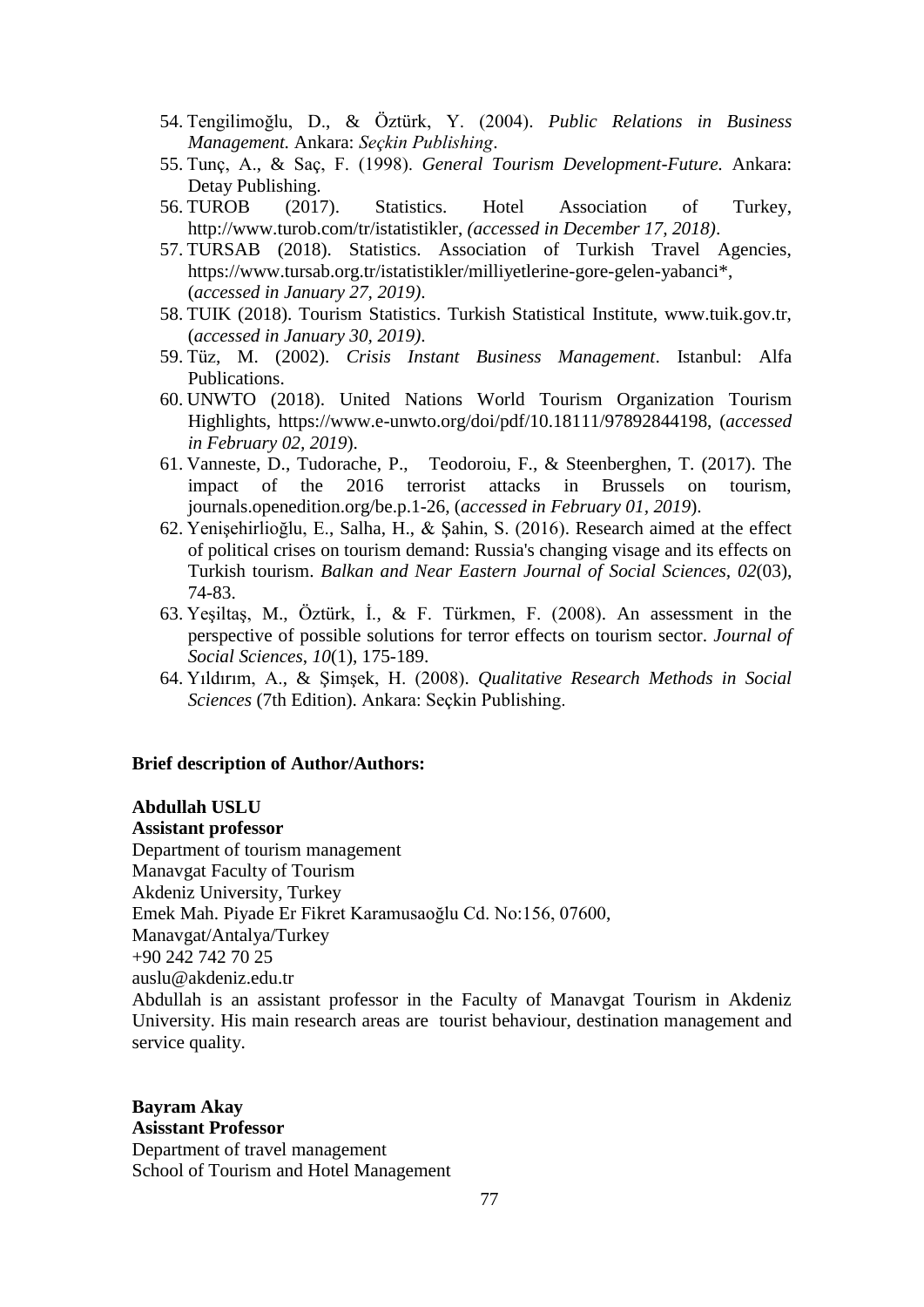54. Tengilimoğlu, D., & Öztürk, Y. (2004). *Public Relations in Business Management.* Ankara: *Seçkin Publishing*.
55. Tunç, A., & Saç, F. (1998). *General Tourism Development-Future.* Ankara: Detay Publishing.
56. TUROB (2017). Statistics. Hotel Association of Turkey, http://www.turob.com/tr/istatistikler, *(accessed in December 17, 2018)*.
57. TURSAB (2018). Statistics. Association of Turkish Travel Agencies, https://www.tursab.org.tr/istatistikler/milliyetlerine-gore-gelen-yabanci*, (*accessed in January 27, 2019)*.
58. TUIK (2018). Tourism Statistics. Turkish Statistical Institute, www.tuik.gov.tr, (*accessed in January 30, 2019)*.
59. Tüz, M. (2002). *Crisis Instant Business Management*. Istanbul: Alfa Publications.
60. UNWTO (2018). United Nations World Tourism Organization Tourism Highlights, https://www.e-unwto.org/doi/pdf/10.18111/97892844198, (*accessed in February 02, 2019*).
61. Vanneste, D., Tudorache, P., Teodoroiu, F., & Steenberghen, T. (2017). The impact of the 2016 terrorist attacks in Brussels on tourism, journals.openedition.org/be.p.1-26, (*accessed in February 01, 2019*).
62. Yenişehirlioğlu, E., Salha, H., & Şahin, S. (2016). Research aimed at the effect of political crises on tourism demand: Russia's changing visage and its effects on Turkish tourism. *Balkan and Near Eastern Journal of Social Sciences, 02*(03), 74-83.
63. Yeşiltaş, M., Öztürk, İ., & F. Türkmen, F. (2008). An assessment in the perspective of possible solutions for terror effects on tourism sector. *Journal of Social Sciences, 10*(1), 175-189.
64. Yıldırım, A., & Şimşek, H. (2008). *Qualitative Research Methods in Social Sciences* (7th Edition). Ankara: Seçkin Publishing.

**Brief description of Author/Authors:**

**Abdullah USLU**
**Assistant professor**
Department of tourism management
Manavgat Faculty of Tourism
Akdeniz University, Turkey
Emek Mah. Piyade Er Fikret Karamusaoğlu Cd. No:156, 07600,
Manavgat/Antalya/Turkey
+90 242 742 70 25
auslu@akdeniz.edu.tr
Abdullah is an assistant professor in the Faculty of Manavgat Tourism in Akdeniz University. His main research areas are tourist behaviour, destination management and service quality.

**Bayram Akay**
**Asisstant Professor**
Department of travel management
School of Tourism and Hotel Management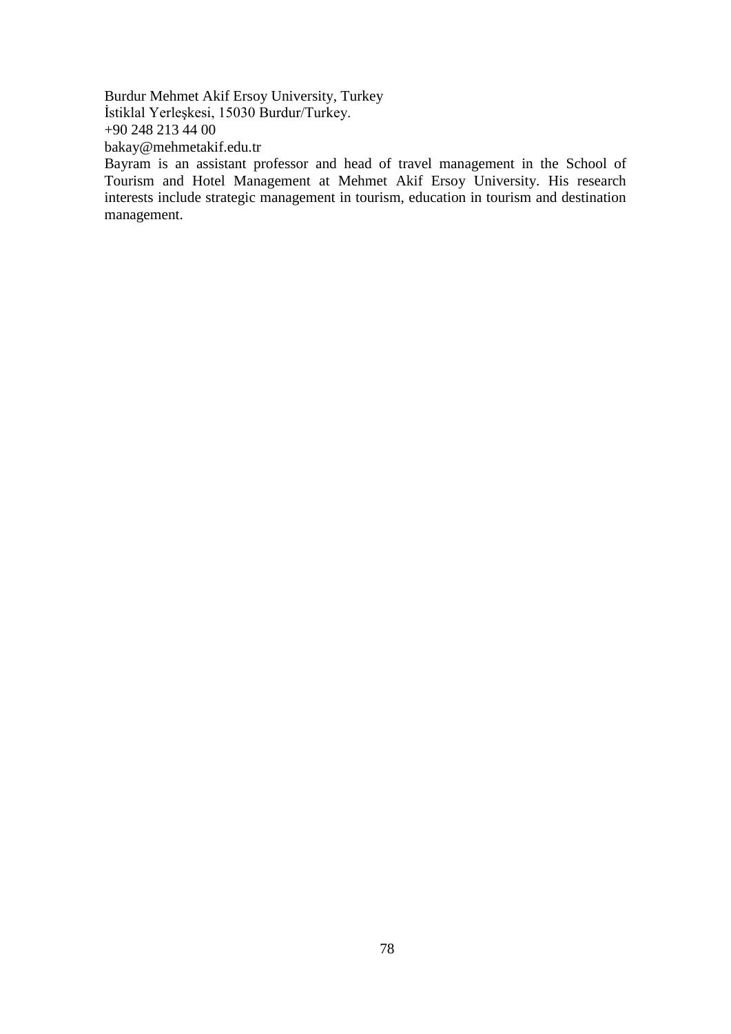Burdur Mehmet Akif Ersoy University, Turkey
İstiklal Yerleşkesi, 15030 Burdur/Turkey.
+90 248 213 44 00
bakay@mehmetakif.edu.tr

Bayram is an assistant professor and head of travel management in the School of Tourism and Hotel Management at Mehmet Akif Ersoy University. His research interests include strategic management in tourism, education in tourism and destination management.